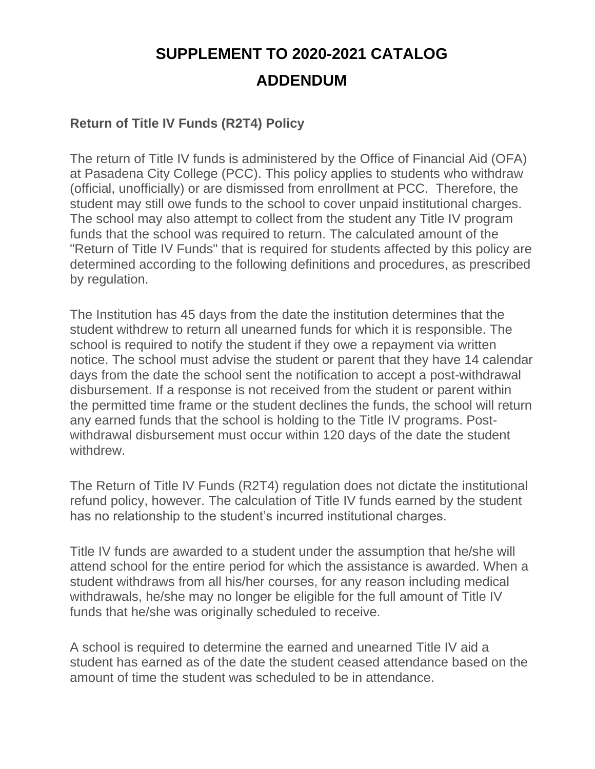# SUPPLEMENT TO 2020-2021 CATALOG

# ADDENDUM

### Return of Title IV Funds (R2T4) Policy

The return of Title IV funds is administered by the Office of Financial Aid (OFA) at Pasadena City College (PCC). This policy applies to students who withdraw (official, unofficially) or are dismissed from enrollment at PCC. Therefore, the student may still owe funds to the school to cover unpaid institutional charges. The school may also attempt to collect from the student any Title IV program funds that the school was required to return. The calculated amount of the "Return of Title IV Funds" that is required for students affected by this policy are determined according to the following definitions and procedures, as prescribed by regulation.

The Institution has 45 days from the date the institution determines that the student withdrew to return all unearned funds for which it is responsible. The school is required to notify the student if they owe a repayment via written notice. The school must advise the student or parent that they have 14 calendar days from the date the school sent the notification to accept a post-withdrawal disbursement. If a response is not received from the student or parent within the permitted time frame or the student declines the funds, the school will return any earned funds that the school is holding to the Title IV programs. Post-withdrawal disbursement must occur within 120 days of the date the student withdrew.

The Return of Title IV Funds (R2T4) regulation does not dictate the institutional refund policy, however. The calculation of Title IV funds earned by the student has no relationship to the student's incurred institutional charges.

Title IV funds are awarded to a student under the assumption that he/she will attend school for the entire period for which the assistance is awarded. When a student withdraws from all his/her courses, for any reason including medical withdrawals, he/she may no longer be eligible for the full amount of Title IV funds that he/she was originally scheduled to receive.

A school is required to determine the earned and unearned Title IV aid a student has earned as of the date the student ceased attendance based on the amount of time the student was scheduled to be in attendance.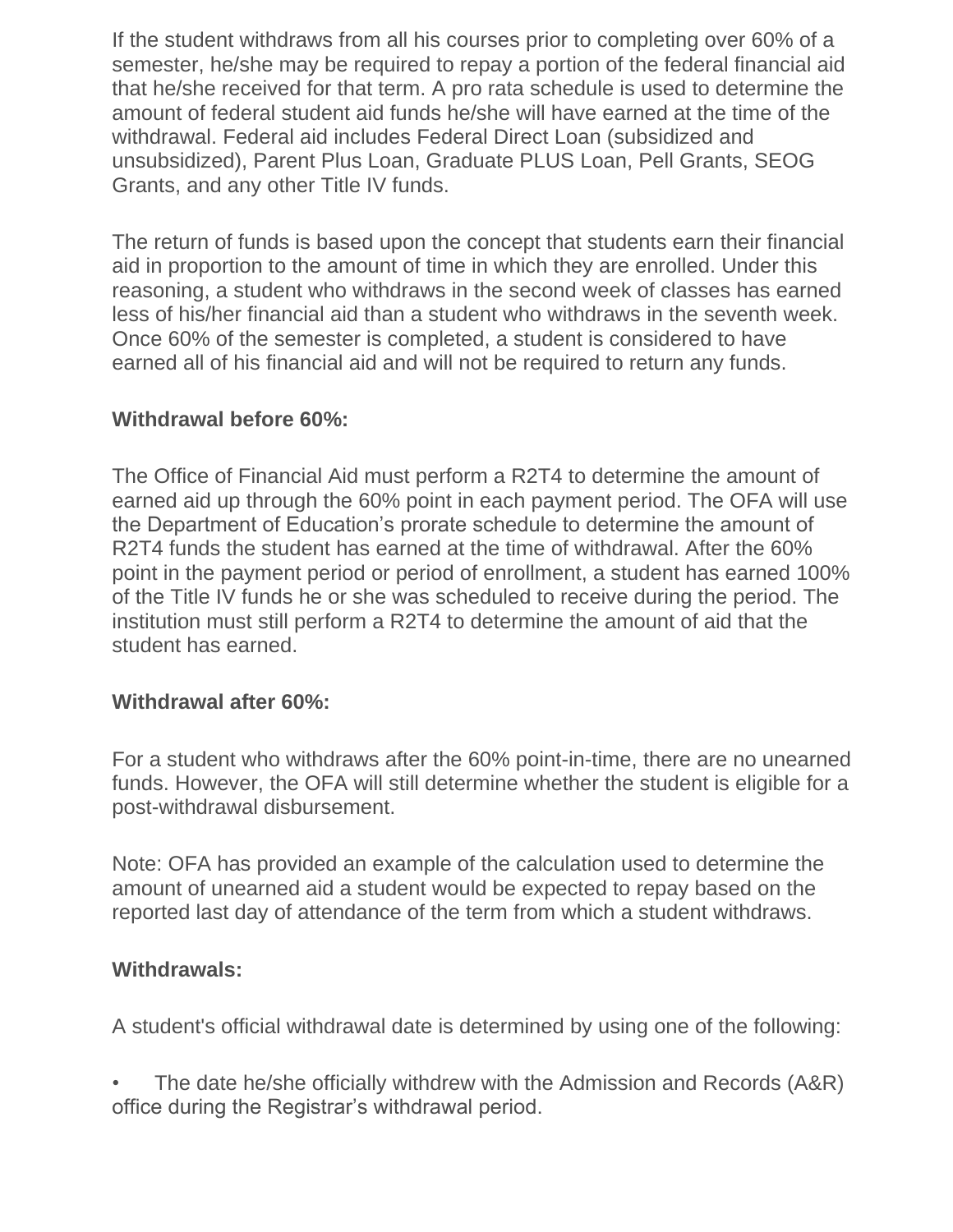If the student withdraws from all his courses prior to completing over 60% of a semester, he/she may be required to repay a portion of the federal financial aid that he/she received for that term. A pro rata schedule is used to determine the amount of federal student aid funds he/she will have earned at the time of the withdrawal. Federal aid includes Federal Direct Loan (subsidized and unsubsidized), Parent Plus Loan, Graduate PLUS Loan, Pell Grants, SEOG Grants, and any other Title IV funds.

The return of funds is based upon the concept that students earn their financial aid in proportion to the amount of time in which they are enrolled. Under this reasoning, a student who withdraws in the second week of classes has earned less of his/her financial aid than a student who withdraws in the seventh week. Once 60% of the semester is completed, a student is considered to have earned all of his financial aid and will not be required to return any funds.

**Withdrawal before 60%:**

The Office of Financial Aid must perform a R2T4 to determine the amount of earned aid up through the 60% point in each payment period. The OFA will use the Department of Education's prorate schedule to determine the amount of R2T4 funds the student has earned at the time of withdrawal. After the 60% point in the payment period or period of enrollment, a student has earned 100% of the Title IV funds he or she was scheduled to receive during the period. The institution must still perform a R2T4 to determine the amount of aid that the student has earned.

**Withdrawal after 60%:**

For a student who withdraws after the 60% point-in-time, there are no unearned funds. However, the OFA will still determine whether the student is eligible for a post-withdrawal disbursement.

Note: OFA has provided an example of the calculation used to determine the amount of unearned aid a student would be expected to repay based on the reported last day of attendance of the term from which a student withdraws.

**Withdrawals:**

A student's official withdrawal date is determined by using one of the following:

- The date he/she officially withdrew with the Admission and Records (A&R) office during the Registrar's withdrawal period.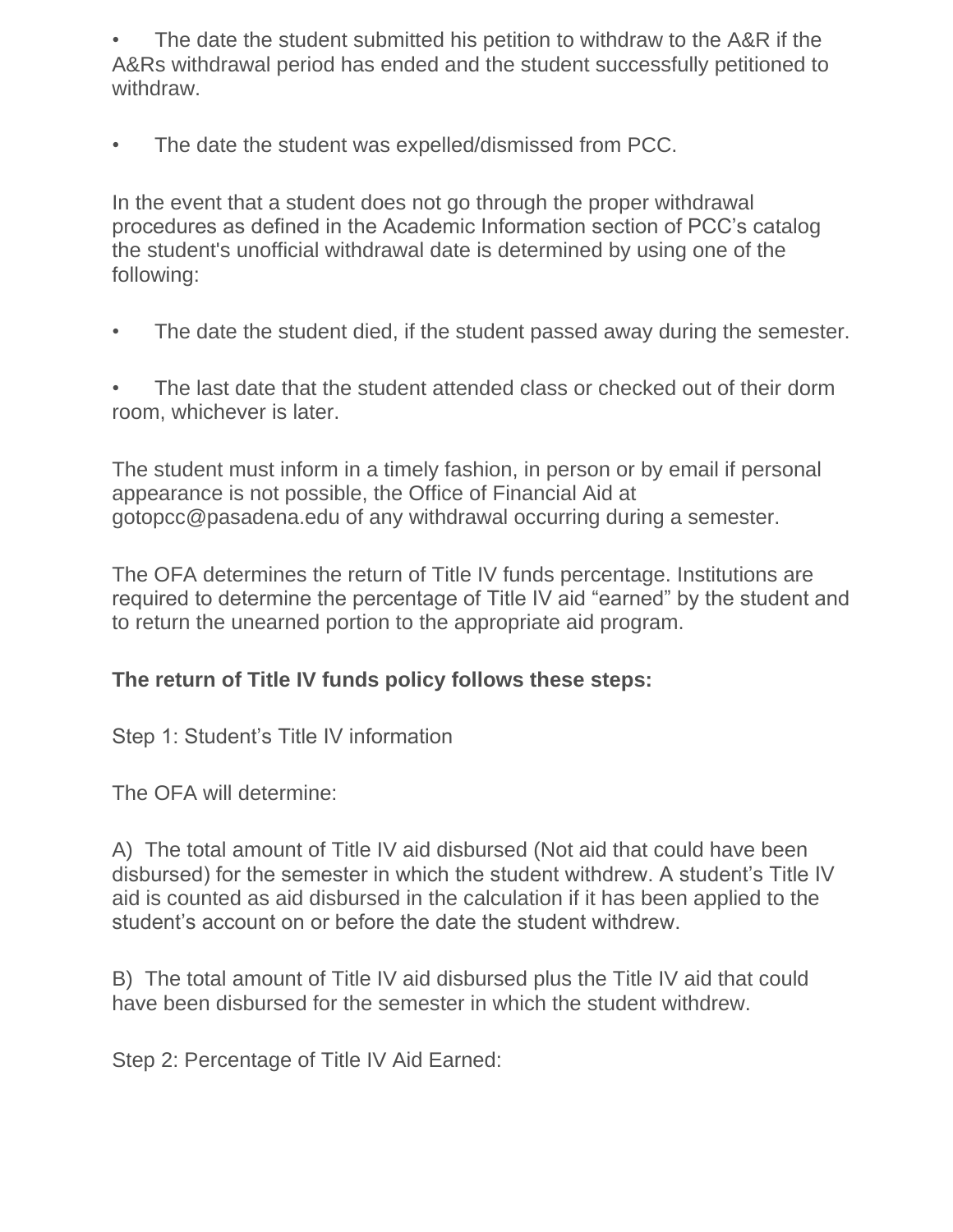- The date the student submitted his petition to withdraw to the A&R if the A&Rs withdrawal period has ended and the student successfully petitioned to withdraw.

- The date the student was expelled/dismissed from PCC.

In the event that a student does not go through the proper withdrawal procedures as defined in the Academic Information section of PCC's catalog the student's unofficial withdrawal date is determined by using one of the following:

- The date the student died, if the student passed away during the semester.

- The last date that the student attended class or checked out of their dorm room, whichever is later.

The student must inform in a timely fashion, in person or by email if personal appearance is not possible, the Office of Financial Aid at gotopcc@pasadena.edu of any withdrawal occurring during a semester.

The OFA determines the return of Title IV funds percentage. Institutions are required to determine the percentage of Title IV aid "earned" by the student and to return the unearned portion to the appropriate aid program.

**The return of Title IV funds policy follows these steps:**

Step 1: Student's Title IV information

The OFA will determine:

A) The total amount of Title IV aid disbursed (Not aid that could have been disbursed) for the semester in which the student withdrew. A student's Title IV aid is counted as aid disbursed in the calculation if it has been applied to the student's account on or before the date the student withdrew.

B) The total amount of Title IV aid disbursed plus the Title IV aid that could have been disbursed for the semester in which the student withdrew.

Step 2: Percentage of Title IV Aid Earned: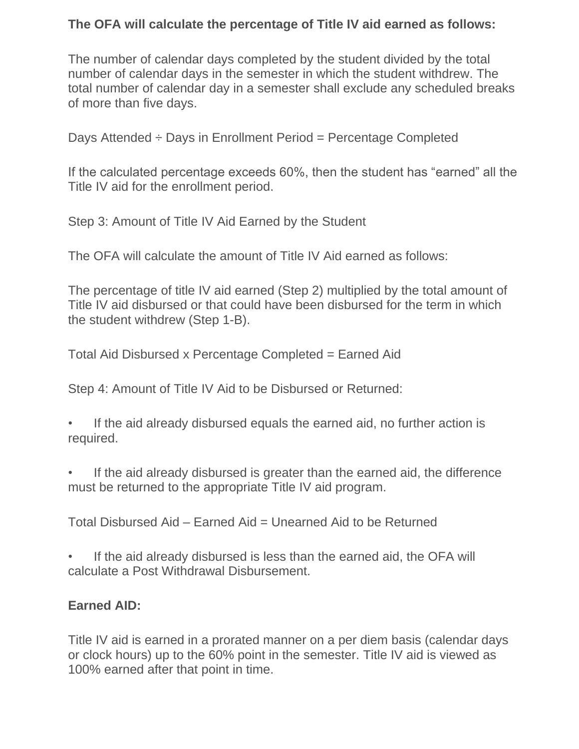**The OFA will calculate the percentage of Title IV aid earned as follows:**

The number of calendar days completed by the student divided by the total number of calendar days in the semester in which the student withdrew. The total number of calendar day in a semester shall exclude any scheduled breaks of more than five days.

Days Attended ÷ Days in Enrollment Period = Percentage Completed

If the calculated percentage exceeds 60%, then the student has "earned" all the Title IV aid for the enrollment period.

Step 3: Amount of Title IV Aid Earned by the Student

The OFA will calculate the amount of Title IV Aid earned as follows:

The percentage of title IV aid earned (Step 2) multiplied by the total amount of Title IV aid disbursed or that could have been disbursed for the term in which the student withdrew (Step 1-B).

Total Aid Disbursed x Percentage Completed = Earned Aid

Step 4: Amount of Title IV Aid to be Disbursed or Returned:

- If the aid already disbursed equals the earned aid, no further action is required.
- If the aid already disbursed is greater than the earned aid, the difference must be returned to the appropriate Title IV aid program.

Total Disbursed Aid – Earned Aid = Unearned Aid to be Returned

- If the aid already disbursed is less than the earned aid, the OFA will calculate a Post Withdrawal Disbursement.

**Earned AID:**

Title IV aid is earned in a prorated manner on a per diem basis (calendar days or clock hours) up to the 60% point in the semester. Title IV aid is viewed as 100% earned after that point in time.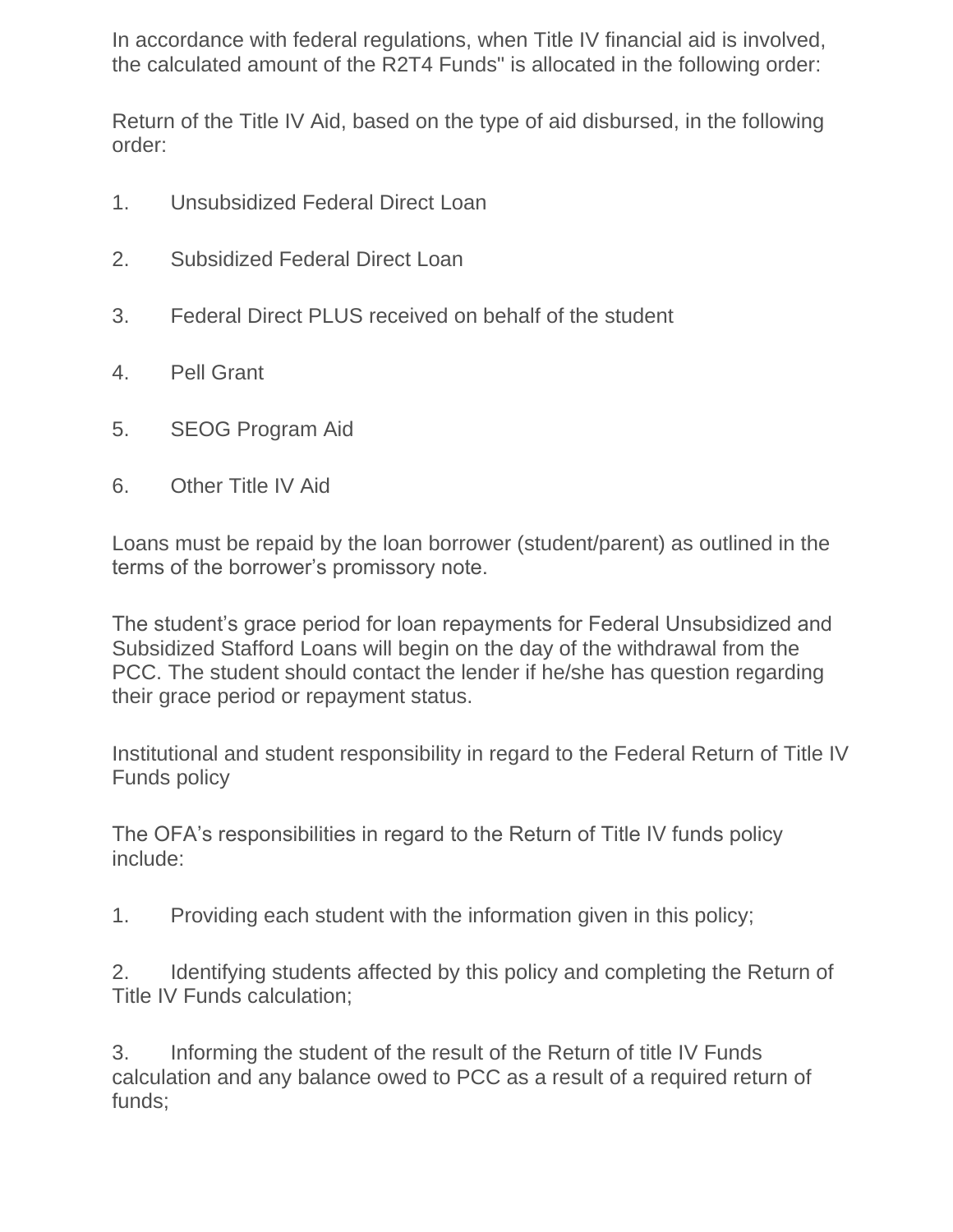In accordance with federal regulations, when Title IV financial aid is involved, the calculated amount of the R2T4 Funds" is allocated in the following order:

Return of the Title IV Aid, based on the type of aid disbursed, in the following order:

1. Unsubsidized Federal Direct Loan

2. Subsidized Federal Direct Loan

3. Federal Direct PLUS received on behalf of the student

4. Pell Grant

5. SEOG Program Aid

6. Other Title IV Aid

Loans must be repaid by the loan borrower (student/parent) as outlined in the terms of the borrower's promissory note.

The student's grace period for loan repayments for Federal Unsubsidized and Subsidized Stafford Loans will begin on the day of the withdrawal from the PCC. The student should contact the lender if he/she has question regarding their grace period or repayment status.

Institutional and student responsibility in regard to the Federal Return of Title IV Funds policy

The OFA's responsibilities in regard to the Return of Title IV funds policy include:

1. Providing each student with the information given in this policy;

2. Identifying students affected by this policy and completing the Return of Title IV Funds calculation;

3. Informing the student of the result of the Return of title IV Funds calculation and any balance owed to PCC as a result of a required return of funds;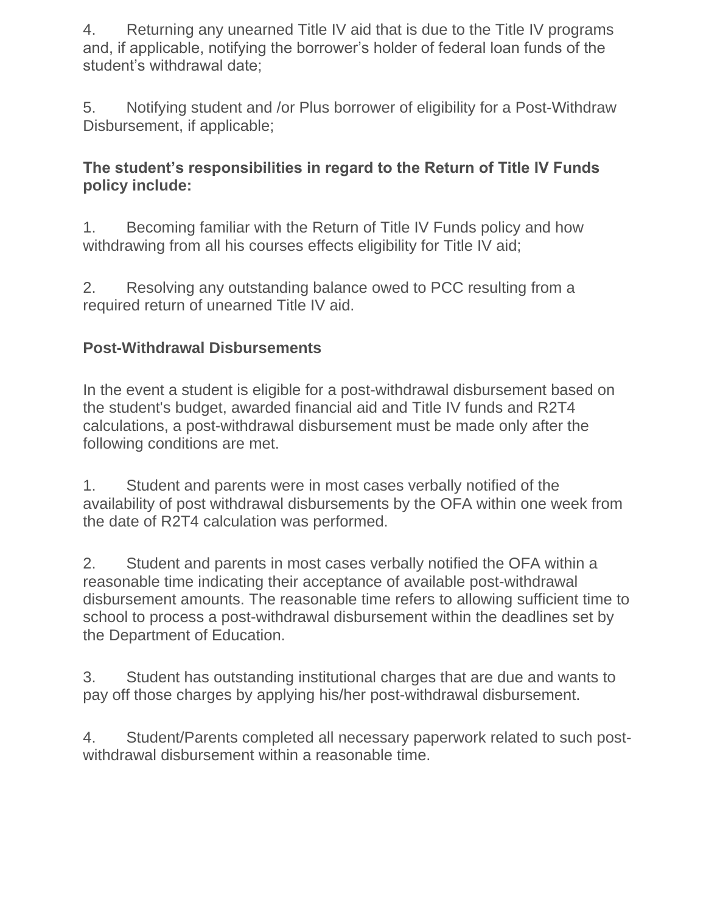4. Returning any unearned Title IV aid that is due to the Title IV programs and, if applicable, notifying the borrower's holder of federal loan funds of the student's withdrawal date;

5. Notifying student and /or Plus borrower of eligibility for a Post-Withdraw Disbursement, if applicable;

**The student's responsibilities in regard to the Return of Title IV Funds policy include:**

1. Becoming familiar with the Return of Title IV Funds policy and how withdrawing from all his courses effects eligibility for Title IV aid;

2. Resolving any outstanding balance owed to PCC resulting from a required return of unearned Title IV aid.

**Post-Withdrawal Disbursements**

In the event a student is eligible for a post-withdrawal disbursement based on the student's budget, awarded financial aid and Title IV funds and R2T4 calculations, a post-withdrawal disbursement must be made only after the following conditions are met.

1. Student and parents were in most cases verbally notified of the availability of post withdrawal disbursements by the OFA within one week from the date of R2T4 calculation was performed.

2. Student and parents in most cases verbally notified the OFA within a reasonable time indicating their acceptance of available post-withdrawal disbursement amounts. The reasonable time refers to allowing sufficient time to school to process a post-withdrawal disbursement within the deadlines set by the Department of Education.

3. Student has outstanding institutional charges that are due and wants to pay off those charges by applying his/her post-withdrawal disbursement.

4. Student/Parents completed all necessary paperwork related to such post-withdrawal disbursement within a reasonable time.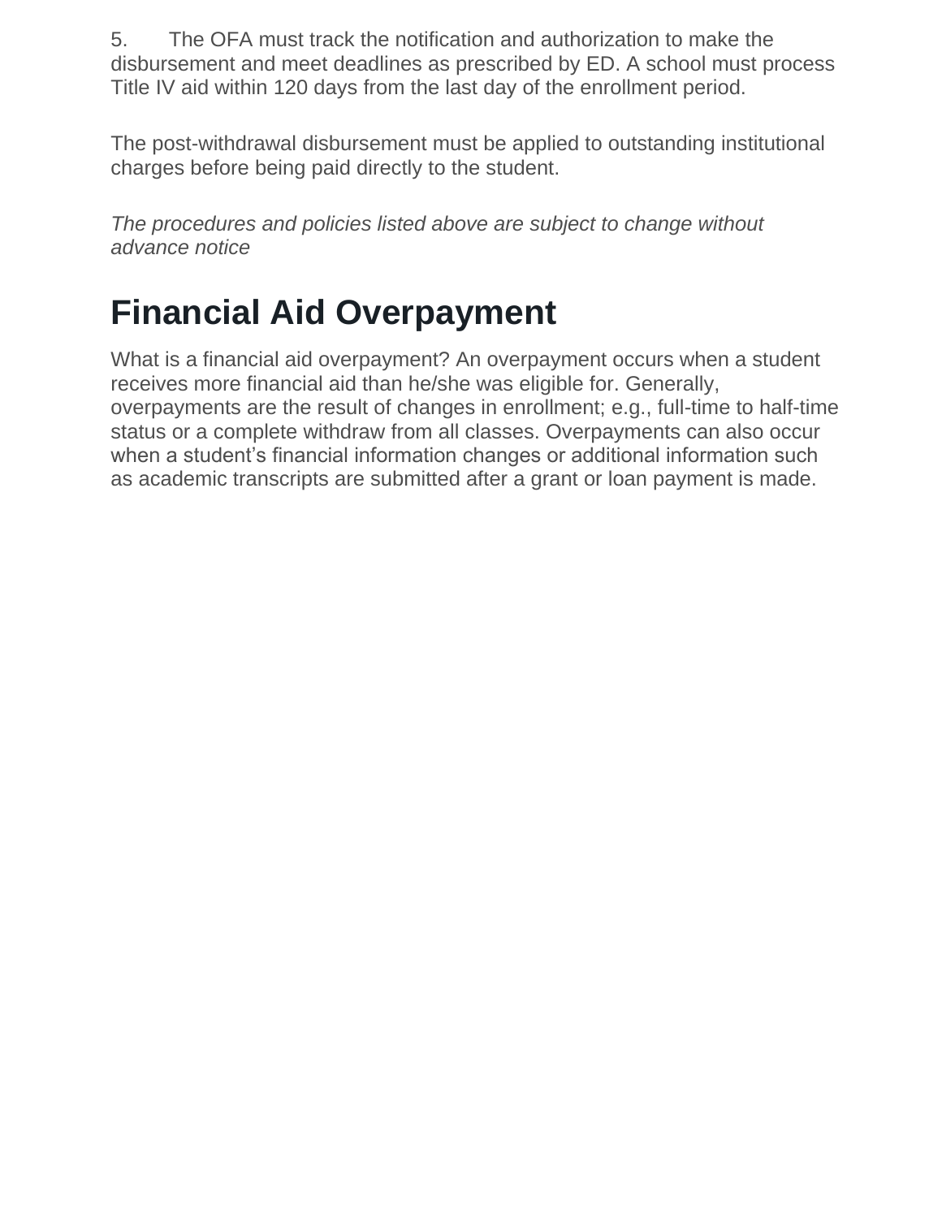5. The OFA must track the notification and authorization to make the disbursement and meet deadlines as prescribed by ED. A school must process Title IV aid within 120 days from the last day of the enrollment period.

The post-withdrawal disbursement must be applied to outstanding institutional charges before being paid directly to the student.

*The procedures and policies listed above are subject to change without advance notice*

# Financial Aid Overpayment

What is a financial aid overpayment? An overpayment occurs when a student receives more financial aid than he/she was eligible for. Generally, overpayments are the result of changes in enrollment; e.g., full-time to half-time status or a complete withdraw from all classes. Overpayments can also occur when a student's financial information changes or additional information such as academic transcripts are submitted after a grant or loan payment is made.